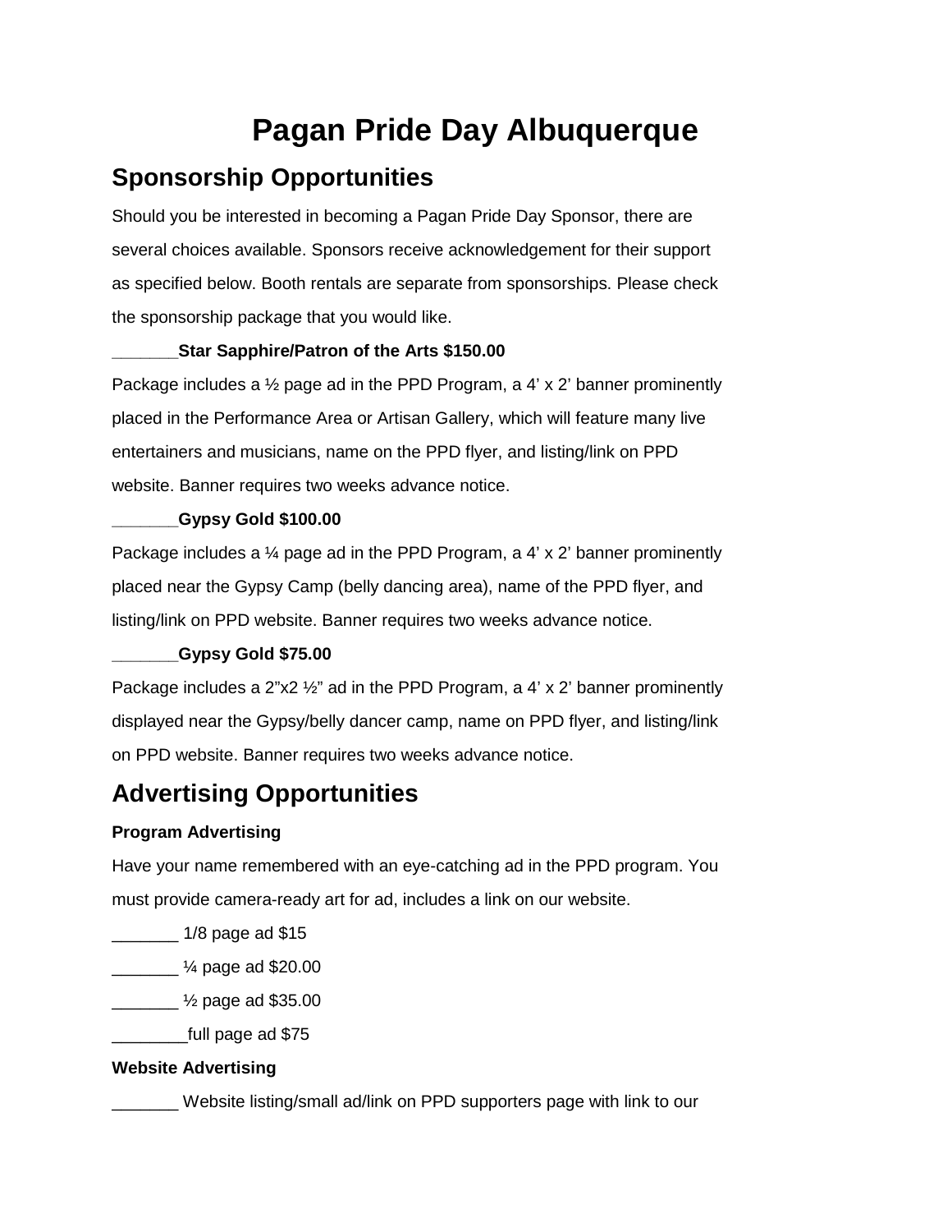# Pagan Pride Day Albuquerque

## Sponsorship Opportunities

Should you be interested in becoming a Pagan Pride Day Sponsor, there are several choices available. Sponsors receive acknowledgement for their support as specified below. Booth rentals are separate from sponsorships. Please check the sponsorship package that you would like.

**_______Star Sapphire/Patron of the Arts $150.00**

Package includes a ½ page ad in the PPD Program, a 4' x 2' banner prominently placed in the Performance Area or Artisan Gallery, which will feature many live entertainers and musicians, name on the PPD flyer, and listing/link on PPD website. Banner requires two weeks advance notice.

**_______Gypsy Gold $100.00**

Package includes a ¼ page ad in the PPD Program, a 4' x 2' banner prominently placed near the Gypsy Camp (belly dancing area), name of the PPD flyer, and listing/link on PPD website. Banner requires two weeks advance notice.

**_______Gypsy Gold $75.00**

Package includes a 2"x2 ½" ad in the PPD Program, a 4' x 2' banner prominently displayed near the Gypsy/belly dancer camp, name on PPD flyer, and listing/link on PPD website. Banner requires two weeks advance notice.

## Advertising Opportunities

**Program Advertising**

Have your name remembered with an eye-catching ad in the PPD program. You must provide camera-ready art for ad, includes a link on our website.

_______ 1/8 page ad $15

_______ ¼ page ad $20.00

_______ ½ page ad $35.00

________full page ad $75

**Website Advertising**

_______ Website listing/small ad/link on PPD supporters page with link to our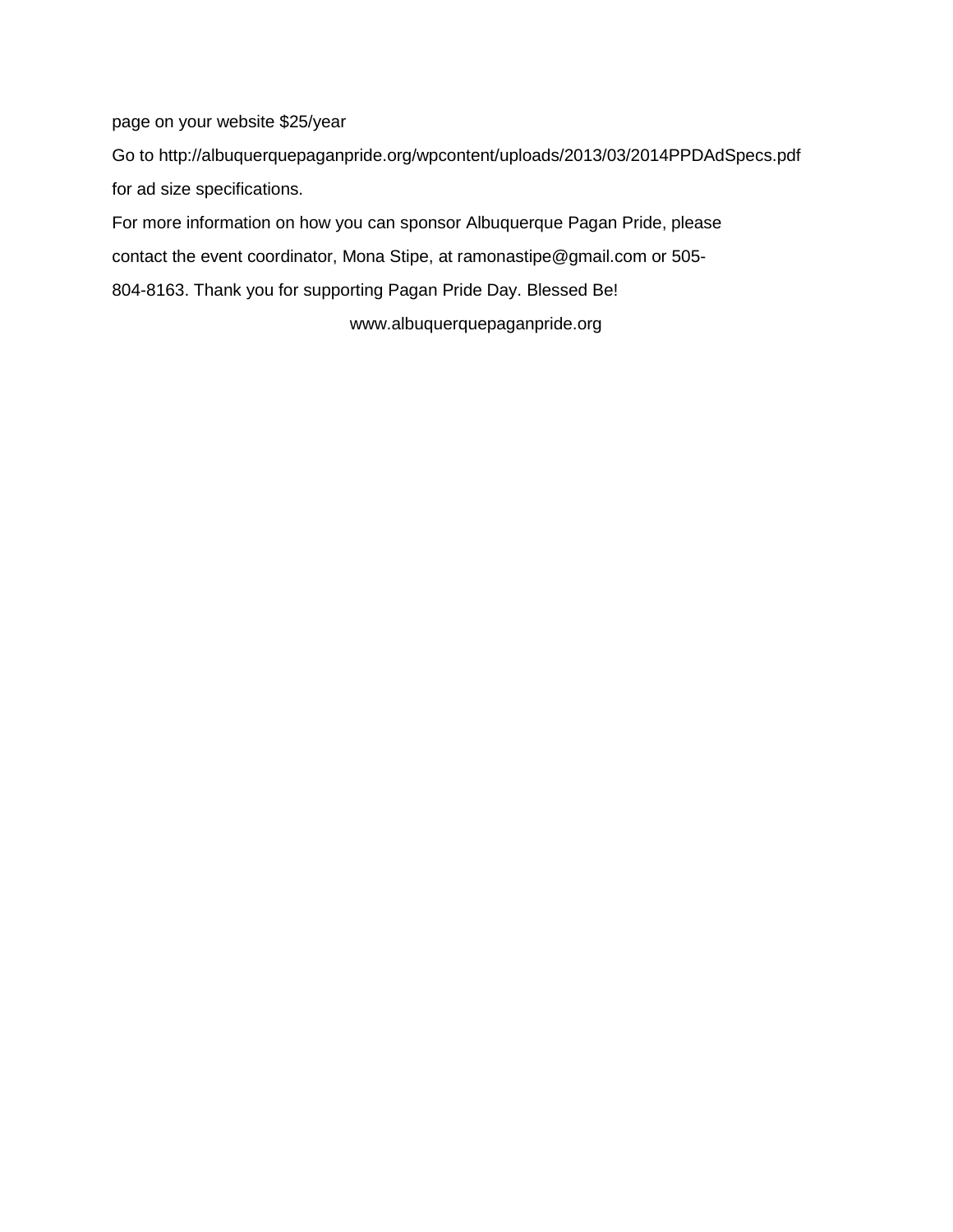page on your website $25/year

Go to http://albuquerquepaganpride.org/wpcontent/uploads/2013/03/2014PPDAdSpecs.pdf for ad size specifications.

For more information on how you can sponsor Albuquerque Pagan Pride, please contact the event coordinator, Mona Stipe, at ramonastipe@gmail.com or 505-804-8163. Thank you for supporting Pagan Pride Day. Blessed Be!

www.albuquerquepaganpride.org